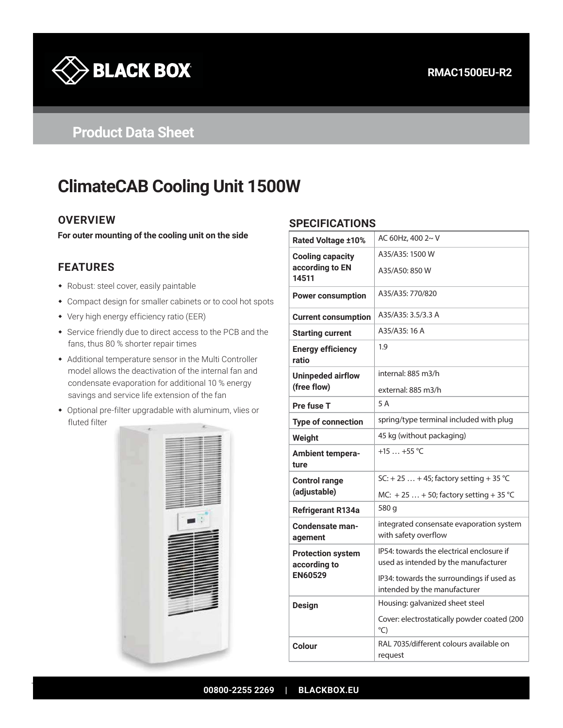RMAC1500EU-R2

Product Data Sheet

# ClimateCAB Cooling Unit 1500W

## OVERVIEW

**For outer mounting of the cooling unit on the side**

## FEATURES

- Robust: steel cover, easily paintable
- Compact design for smaller cabinets or to cool hot spots
- Very high energy efficiency ratio (EER)
- Service friendly due to direct access to the PCB and the fans, thus 80 % shorter repair times
- Additional temperature sensor in the Multi Controller model allows the deactivation of the internal fan and condensate evaporation for additional 10 % energy savings and service life extension of the fan
- Optional pre-filter upgradable with aluminum, vlies or fluted filter

## SPECIFICATIONS

| | |
|---|---|
| **Rated Voltage ±10%** | AC 60Hz, 400 2~ V |
| **Cooling capacity according to EN 14511** | A35/A35: 1500 W<br>A35/A50: 850 W |
| **Power consumption** | A35/A35: 770/820 |
| **Current consumption** | A35/A35: 3.5/3.3 A |
| **Starting current** | A35/A35: 16 A |
| **Energy efficiency ratio** | 1.9 |
| **Unipeded airflow (free flow)** | internal: 885 m3/h<br>external: 885 m3/h |
| **Pre fuse T** | 5 A |
| **Type of connection** | spring/type terminal included with plug |
| **Weight** | 45 kg (without packaging) |
| **Ambient tempera-ture** | +15 … +55 °C |
| **Control range (adjustable)** | SC: + 25 … + 45; factory setting + 35 °C<br>MC: + 25 … + 50; factory setting + 35 °C |
| **Refrigerant R134a** | 580 g |
| **Condensate man-agement** | integrated consensate evaporation system with safety overflow |
| **Protection system according to EN60529** | IP54: towards the electrical enclosure if used as intended by the manufacturer<br>IP34: towards the surroundings if used as intended by the manufacturer |
| **Design** | Housing: galvanized sheet steel<br>Cover: electrostatically powder coated (200 °C) |
| **Colour** | RAL 7035/different colours available on request |

00800-2255 2269 | BLACKBOX.EU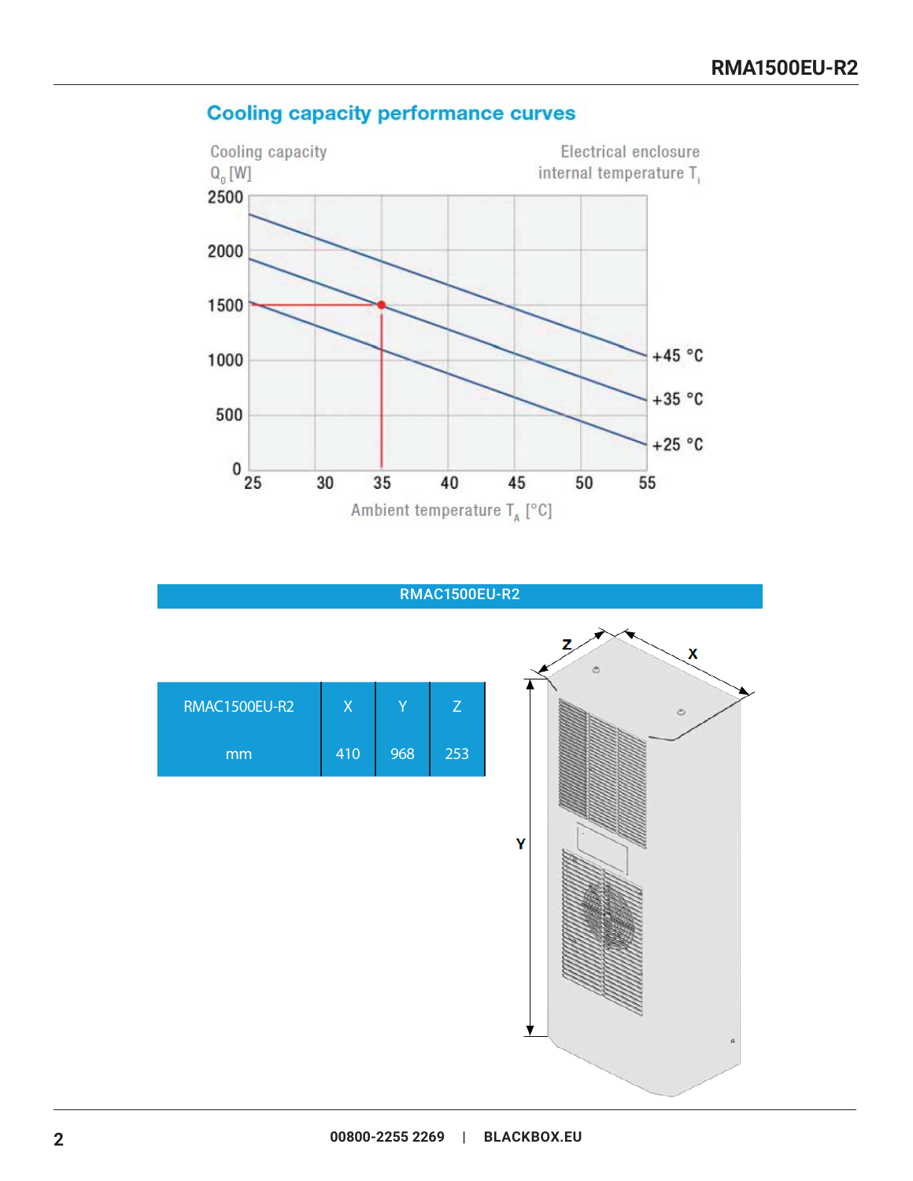## Cooling capacity performance curves

Cooling capacity

$Q_0$ [W]

Electrical enclosure internal temperature $T_i$

2500
2000
1500
1000
500
0

25 30 35 40 45 50 55

Ambient temperature $T_A$ [°C]

+45 °C
+35 °C
+25 °C

**RMAC1500EU-R2**

| RMAC1500EU-R2 | X | Y | Z |
|---|---|---|---|
| mm | 410 | 968 | 253 |

Z
X
Y